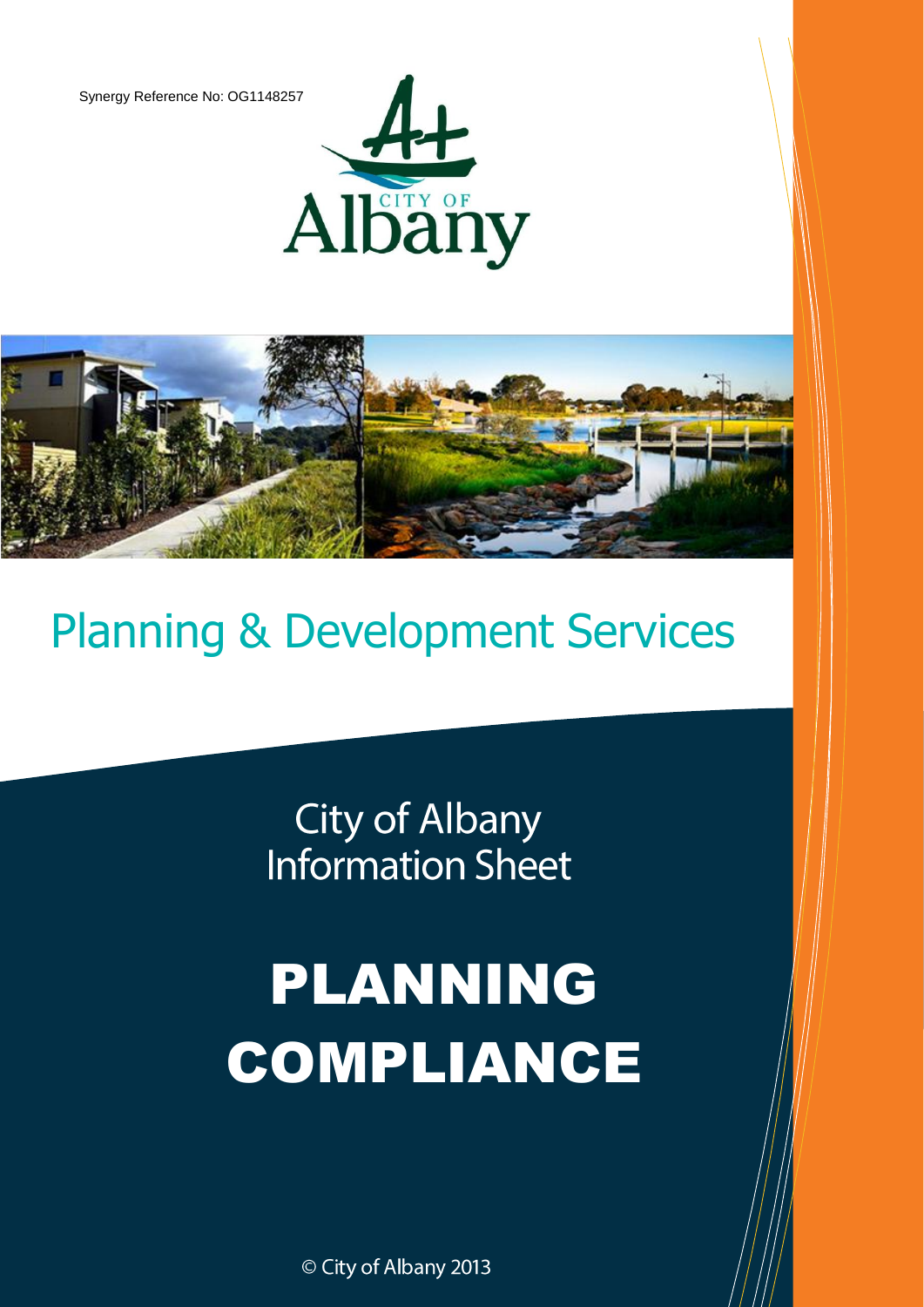Synergy Reference No: OG1148257

CITY OF Albany

## Planning & Development Services

City of Albany
Information Sheet

# PLANNING COMPLIANCE

© City of Albany 2013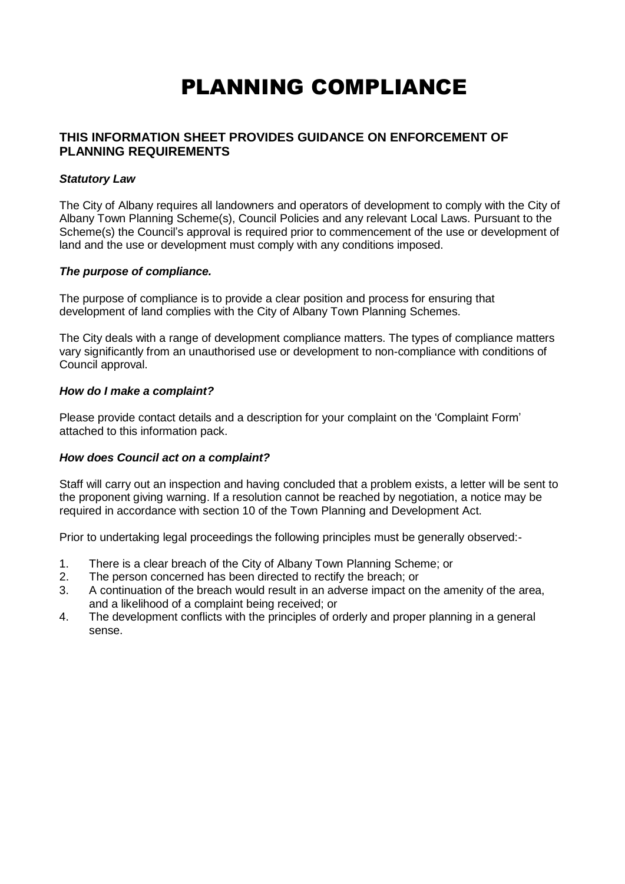# PLANNING COMPLIANCE

## THIS INFORMATION SHEET PROVIDES GUIDANCE ON ENFORCEMENT OF PLANNING REQUIREMENTS

### *Statutory Law*

The City of Albany requires all landowners and operators of development to comply with the City of Albany Town Planning Scheme(s), Council Policies and any relevant Local Laws. Pursuant to the Scheme(s) the Council's approval is required prior to commencement of the use or development of land and the use or development must comply with any conditions imposed.

### *The purpose of compliance.*

The purpose of compliance is to provide a clear position and process for ensuring that development of land complies with the City of Albany Town Planning Schemes.

The City deals with a range of development compliance matters. The types of compliance matters vary significantly from an unauthorised use or development to non-compliance with conditions of Council approval.

### *How do I make a complaint?*

Please provide contact details and a description for your complaint on the 'Complaint Form' attached to this information pack.

### *How does Council act on a complaint?*

Staff will carry out an inspection and having concluded that a problem exists, a letter will be sent to the proponent giving warning. If a resolution cannot be reached by negotiation, a notice may be required in accordance with section 10 of the Town Planning and Development Act.

Prior to undertaking legal proceedings the following principles must be generally observed:-

1. There is a clear breach of the City of Albany Town Planning Scheme; or
2. The person concerned has been directed to rectify the breach; or
3. A continuation of the breach would result in an adverse impact on the amenity of the area, and a likelihood of a complaint being received; or
4. The development conflicts with the principles of orderly and proper planning in a general sense.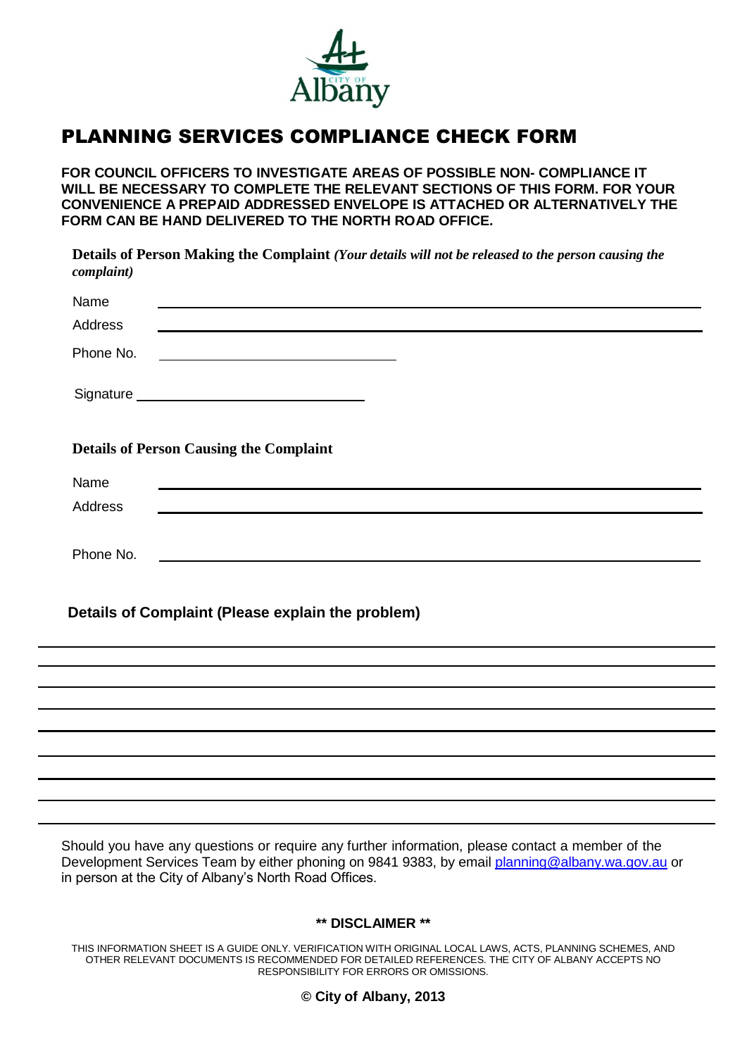# PLANNING SERVICES COMPLIANCE CHECK FORM

**FOR COUNCIL OFFICERS TO INVESTIGATE AREAS OF POSSIBLE NON- COMPLIANCE IT WILL BE NECESSARY TO COMPLETE THE RELEVANT SECTIONS OF THIS FORM. FOR YOUR CONVENIENCE A PREPAID ADDRESSED ENVELOPE IS ATTACHED OR ALTERNATIVELY THE FORM CAN BE HAND DELIVERED TO THE NORTH ROAD OFFICE.**

**Details of Person Making the Complaint** ***(Your details will not be released to the person causing the complaint)***

Name \_\_\_\_\_\_\_\_\_\_\_\_\_\_\_\_\_\_\_\_\_\_\_\_\_\_\_\_\_\_\_\_\_\_\_\_\_\_\_\_\_\_\_\_

Address \_\_\_\_\_\_\_\_\_\_\_\_\_\_\_\_\_\_\_\_\_\_\_\_\_\_\_\_\_\_\_\_\_\_\_\_\_\_\_\_\_\_\_\_

Phone No. \_\_\_\_\_\_\_\_\_\_\_\_\_\_\_\_\_\_\_\_

Signature \_\_\_\_\_\_\_\_\_\_\_\_\_\_\_\_\_\_\_\_

**Details of Person Causing the Complaint**

Name \_\_\_\_\_\_\_\_\_\_\_\_\_\_\_\_\_\_\_\_\_\_\_\_\_\_\_\_\_\_\_\_\_\_\_\_\_\_\_\_\_\_\_\_

Address \_\_\_\_\_\_\_\_\_\_\_\_\_\_\_\_\_\_\_\_\_\_\_\_\_\_\_\_\_\_\_\_\_\_\_\_\_\_\_\_\_\_\_\_

Phone No. \_\_\_\_\_\_\_\_\_\_\_\_\_\_\_\_\_\_\_\_\_\_\_\_\_\_\_\_\_\_\_\_\_\_\_\_\_\_\_\_\_\_\_\_

**Details of Complaint (Please explain the problem)**

\_\_\_\_\_\_\_\_\_\_\_\_\_\_\_\_\_\_\_\_\_\_\_\_\_\_\_\_\_\_\_\_\_\_\_\_\_\_\_\_\_\_\_\_\_\_\_\_\_\_\_\_

\_\_\_\_\_\_\_\_\_\_\_\_\_\_\_\_\_\_\_\_\_\_\_\_\_\_\_\_\_\_\_\_\_\_\_\_\_\_\_\_\_\_\_\_\_\_\_\_\_\_\_\_

\_\_\_\_\_\_\_\_\_\_\_\_\_\_\_\_\_\_\_\_\_\_\_\_\_\_\_\_\_\_\_\_\_\_\_\_\_\_\_\_\_\_\_\_\_\_\_\_\_\_\_\_

\_\_\_\_\_\_\_\_\_\_\_\_\_\_\_\_\_\_\_\_\_\_\_\_\_\_\_\_\_\_\_\_\_\_\_\_\_\_\_\_\_\_\_\_\_\_\_\_\_\_\_\_

\_\_\_\_\_\_\_\_\_\_\_\_\_\_\_\_\_\_\_\_\_\_\_\_\_\_\_\_\_\_\_\_\_\_\_\_\_\_\_\_\_\_\_\_\_\_\_\_\_\_\_\_

\_\_\_\_\_\_\_\_\_\_\_\_\_\_\_\_\_\_\_\_\_\_\_\_\_\_\_\_\_\_\_\_\_\_\_\_\_\_\_\_\_\_\_\_\_\_\_\_\_\_\_\_

\_\_\_\_\_\_\_\_\_\_\_\_\_\_\_\_\_\_\_\_\_\_\_\_\_\_\_\_\_\_\_\_\_\_\_\_\_\_\_\_\_\_\_\_\_\_\_\_\_\_\_\_

\_\_\_\_\_\_\_\_\_\_\_\_\_\_\_\_\_\_\_\_\_\_\_\_\_\_\_\_\_\_\_\_\_\_\_\_\_\_\_\_\_\_\_\_\_\_\_\_\_\_\_\_

\_\_\_\_\_\_\_\_\_\_\_\_\_\_\_\_\_\_\_\_\_\_\_\_\_\_\_\_\_\_\_\_\_\_\_\_\_\_\_\_\_\_\_\_\_\_\_\_\_\_\_\_

Should you have any questions or require any further information, please contact a member of the Development Services Team by either phoning on 9841 9383, by email planning@albany.wa.gov.au or in person at the City of Albany's North Road Offices.

**\*\* DISCLAIMER \*\***

THIS INFORMATION SHEET IS A GUIDE ONLY. VERIFICATION WITH ORIGINAL LOCAL LAWS, ACTS, PLANNING SCHEMES, AND OTHER RELEVANT DOCUMENTS IS RECOMMENDED FOR DETAILED REFERENCES. THE CITY OF ALBANY ACCEPTS NO RESPONSIBILITY FOR ERRORS OR OMISSIONS.

**© City of Albany, 2013**